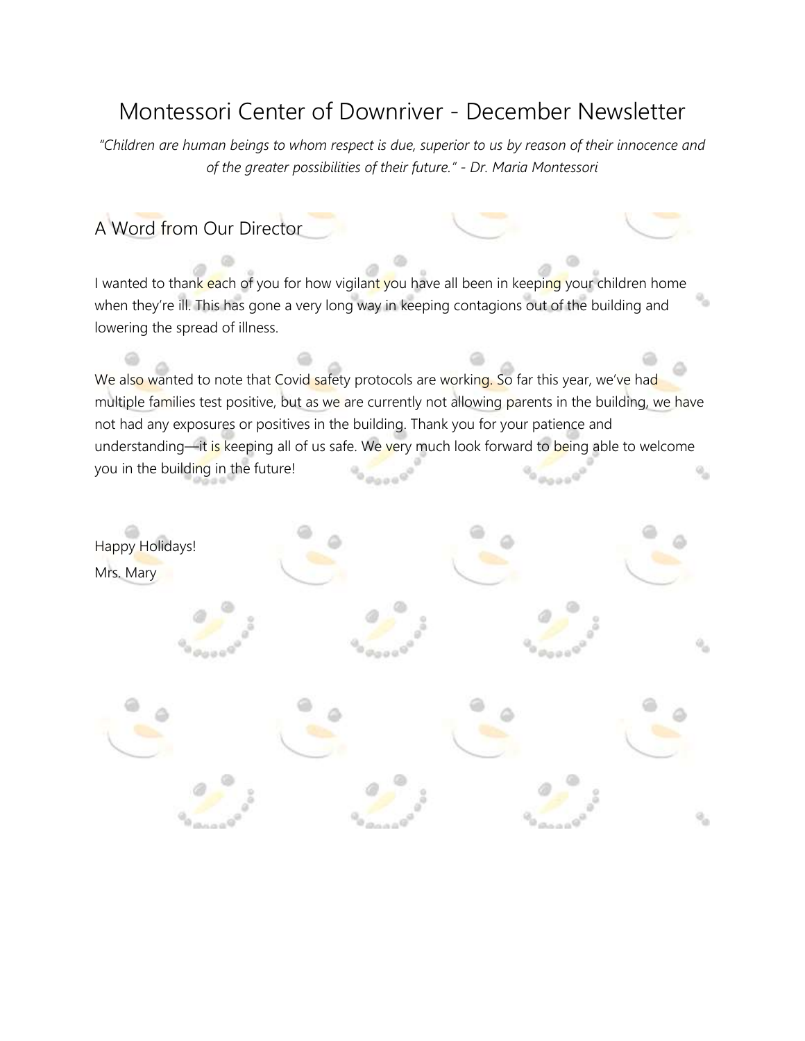# Montessori Center of Downriver - December Newsletter

*"Children are human beings to whom respect is due, superior to us by reason of their innocence and of the greater possibilities of their future." - Dr. Maria Montessori*

## A Word from Our Director

I wanted to thank each of you for how vigilant you have all been in keeping your children home when they're ill. This has gone a very long way in keeping contagions out of the building and lowering the spread of illness.

We also wanted to note that Covid safety protocols are working. So far this year, we've had multiple families test positive, but as we are currently not allowing parents in the building, we have not had any exposures or positives in the building. Thank you for your patience and understanding—it is keeping all of us safe. We very much look forward to being able to welcome you in the building in the future!

Happy Holidays!
Mrs. Mary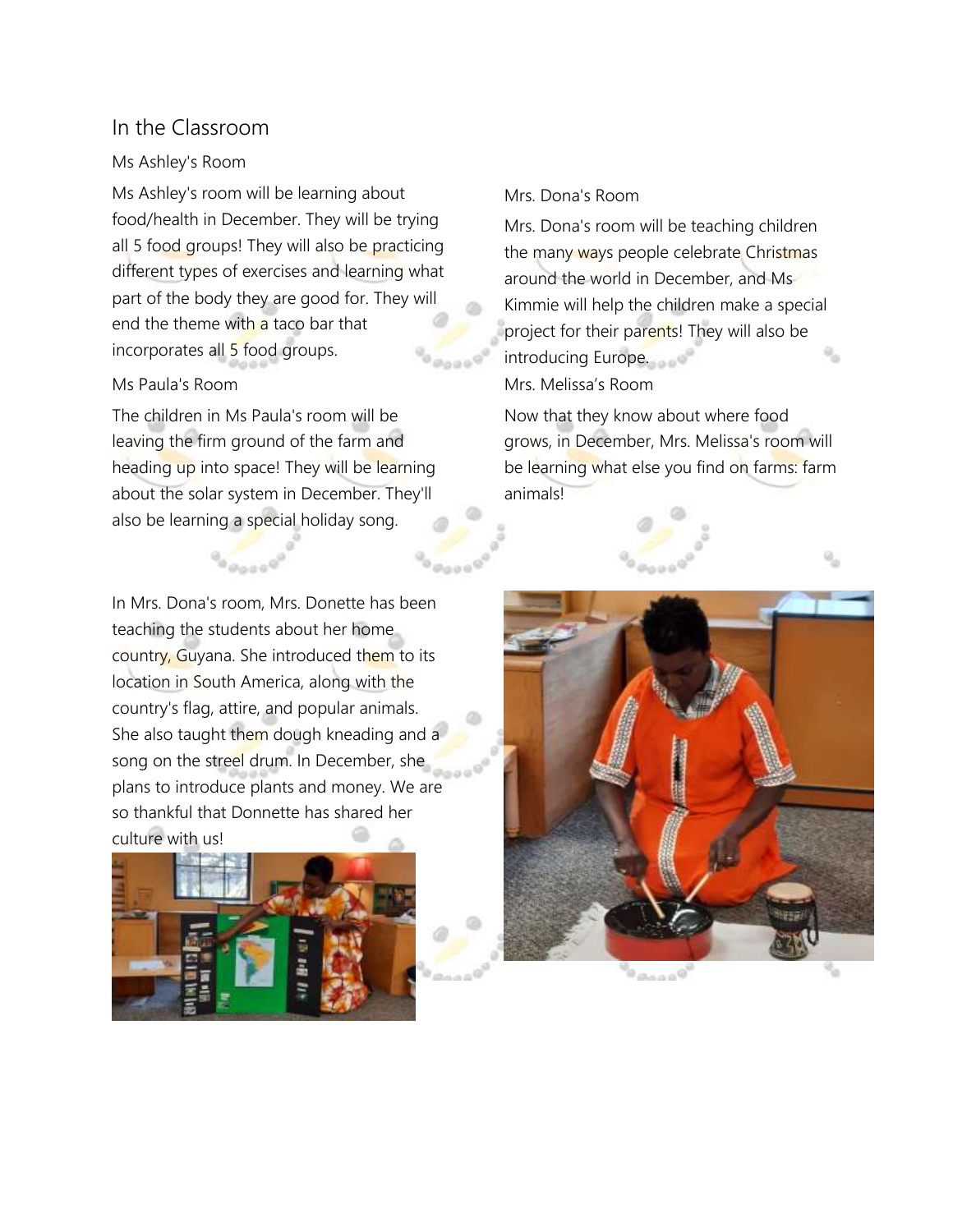## In the Classroom

### Ms Ashley's Room

Ms Ashley's room will be learning about food/health in December. They will be trying all 5 food groups! They will also be practicing different types of exercises and learning what part of the body they are good for. They will end the theme with a taco bar that incorporates all 5 food groups.

### Ms Paula's Room

The children in Ms Paula's room will be leaving the firm ground of the farm and heading up into space! They will be learning about the solar system in December. They'll also be learning a special holiday song.

### Mrs. Dona's Room

Mrs. Dona's room will be teaching children the many ways people celebrate Christmas around the world in December, and Ms Kimmie will help the children make a special project for their parents! They will also be introducing Europe.

### Mrs. Melissa's Room

Now that they know about where food grows, in December, Mrs. Melissa's room will be learning what else you find on farms: farm animals!

In Mrs. Dona's room, Mrs. Donette has been teaching the students about her home country, Guyana. She introduced them to its location in South America, along with the country's flag, attire, and popular animals. She also taught them dough kneading and a song on the streel drum. In December, she plans to introduce plants and money. We are so thankful that Donnette has shared her culture with us!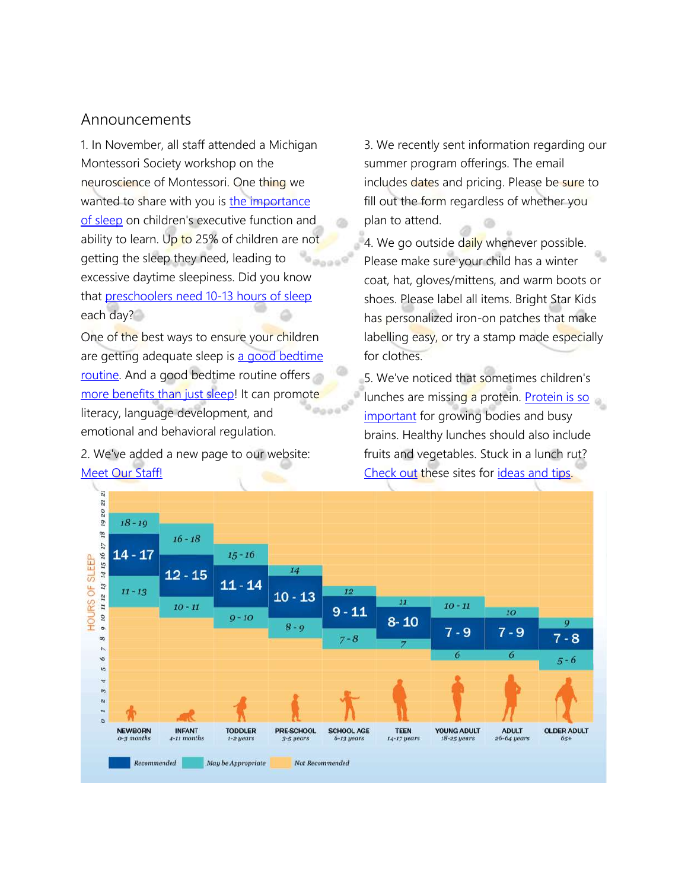## Announcements

1. In November, all staff attended a Michigan Montessori Society workshop on the neuroscience of Montessori. One thing we wanted to share with you is [the importance of sleep]() on children's executive function and ability to learn. Up to 25% of children are not getting the sleep they need, leading to excessive daytime sleepiness. Did you know that [preschoolers need 10-13 hours of sleep]() each day?

One of the best ways to ensure your children are getting adequate sleep is [a good bedtime routine](). And a good bedtime routine offers [more benefits than just sleep]()! It can promote literacy, language development, and emotional and behavioral regulation.

2. We've added a new page to our website: [Meet Our Staff!]()

3. We recently sent information regarding our summer program offerings. The email includes dates and pricing. Please be sure to fill out the form regardless of whether you plan to attend.

4. We go outside daily whenever possible. Please make sure your child has a winter coat, hat, gloves/mittens, and warm boots or shoes. Please label all items. Bright Star Kids has personalized iron-on patches that make labelling easy, or try a stamp made especially for clothes.

5. We've noticed that sometimes children's lunches are missing a protein. [Protein is so important]() for growing bodies and busy brains. Healthy lunches should also include fruits and vegetables. Stuck in a lunch rut? [Check out]() these sites for [ideas and tips]().

**HOURS OF SLEEP**

| Age group | Recommended | May be Appropriate |
|---|---|---|
| NEWBORN (0-3 months) | 14 - 17 | 11 - 13; 18 - 19 |
| INFANT (4-11 months) | 12 - 15 | 10 - 11; 16 - 18 |
| TODDLER (1-2 years) | 11 - 14 | 9 - 10; 15 - 16 |
| PRE-SCHOOL (3-5 years) | 10 - 13 | 8 - 9; 14 |
| SCHOOL AGE (6-13 years) | 9 - 11 | 7 - 8; 12 |
| TEEN (14-17 years) | 8- 10 | 7; 11 |
| YOUNG ADULT (18-25 years) | 7 - 9 | 6; 10 - 11 |
| ADULT (26-64 years) | 7 - 9 | 6; 10 |
| OLDER ADULT (65+) | 7 - 8 | 5 - 6; 9 |

Recommended | May be Appropriate | Not Recommended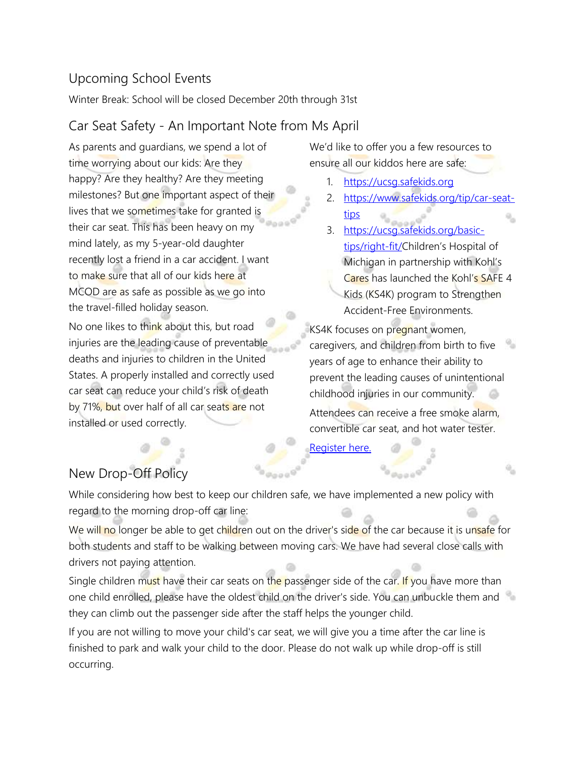## Upcoming School Events

Winter Break: School will be closed December 20th through 31st

## Car Seat Safety - An Important Note from Ms April

As parents and guardians, we spend a lot of time worrying about our kids: Are they happy? Are they healthy? Are they meeting milestones? But one important aspect of their lives that we sometimes take for granted is their car seat. This has been heavy on my mind lately, as my 5-year-old daughter recently lost a friend in a car accident. I want to make sure that all of our kids here at MCOD are as safe as possible as we go into the travel-filled holiday season.

No one likes to think about this, but road injuries are the leading cause of preventable deaths and injuries to children in the United States. A properly installed and correctly used car seat can reduce your child's risk of death by 71%, but over half of all car seats are not installed or used correctly.

We'd like to offer you a few resources to ensure all our kiddos here are safe:

1. [https://ucsg.safekids.org](https://ucsg.safekids.org)
2. [https://www.safekids.org/tip/car-seat-tips](https://www.safekids.org/tip/car-seat-tips)
3. [https://ucsg.safekids.org/basic-tips/right-fit/](https://ucsg.safekids.org/basic-tips/right-fit/)Children's Hospital of Michigan in partnership with Kohl's Cares has launched the Kohl's SAFE 4 Kids (KS4K) program to Strengthen Accident-Free Environments.

KS4K focuses on pregnant women, caregivers, and children from birth to five years of age to enhance their ability to prevent the leading causes of unintentional childhood injuries in our community.

Attendees can receive a free smoke alarm, convertible car seat, and hot water tester.

[Register here.]()

## New Drop-Off Policy

While considering how best to keep our children safe, we have implemented a new policy with regard to the morning drop-off car line:

We will no longer be able to get children out on the driver's side of the car because it is unsafe for both students and staff to be walking between moving cars. We have had several close calls with drivers not paying attention.

Single children must have their car seats on the passenger side of the car. If you have more than one child enrolled, please have the oldest child on the driver's side. You can unbuckle them and they can climb out the passenger side after the staff helps the younger child.

If you are not willing to move your child's car seat, we will give you a time after the car line is finished to park and walk your child to the door. Please do not walk up while drop-off is still occurring.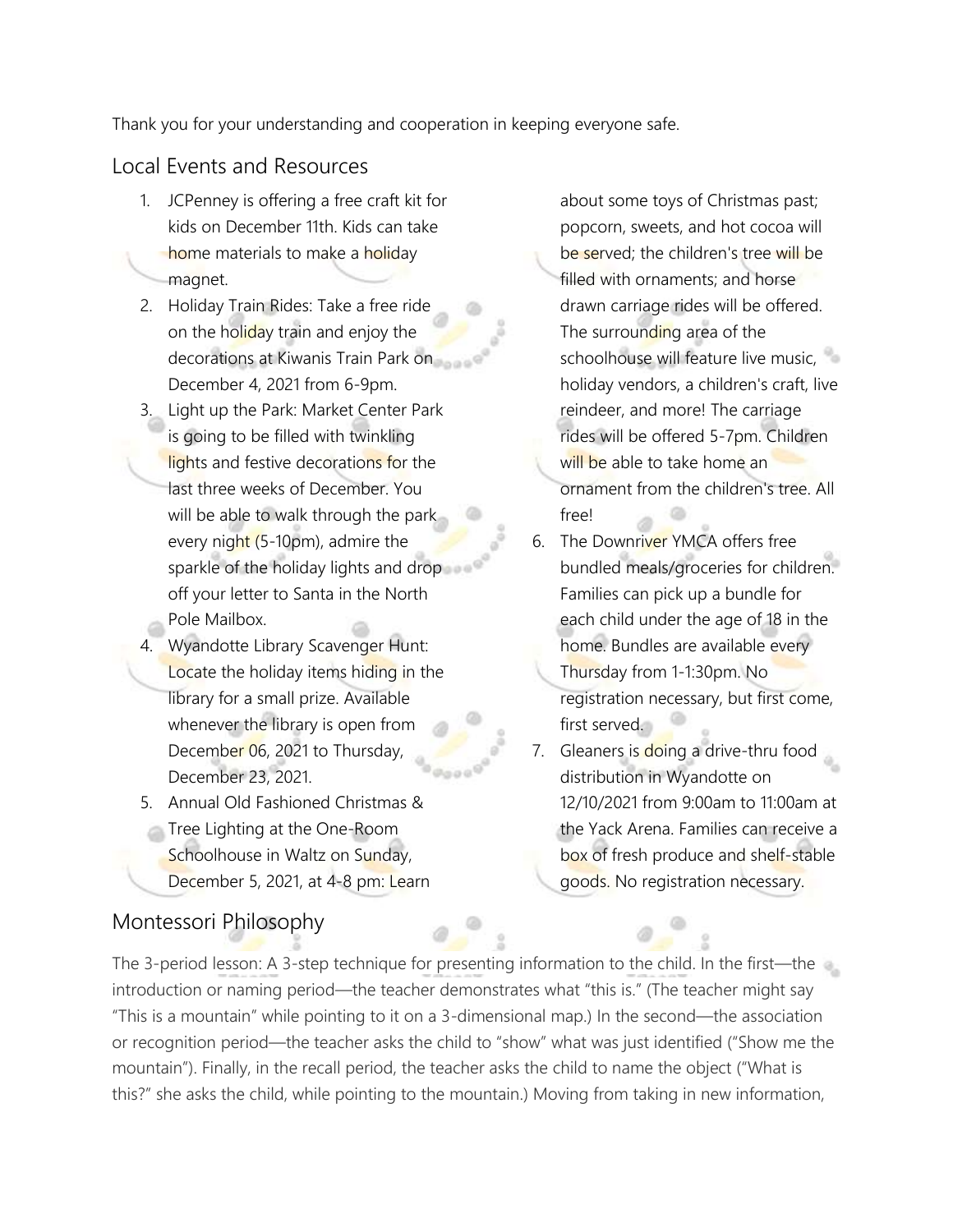Thank you for your understanding and cooperation in keeping everyone safe.

## Local Events and Resources

1. JCPenney is offering a free craft kit for kids on December 11th. Kids can take home materials to make a holiday magnet.
2. Holiday Train Rides: Take a free ride on the holiday train and enjoy the decorations at Kiwanis Train Park on December 4, 2021 from 6-9pm.
3. Light up the Park: Market Center Park is going to be filled with twinkling lights and festive decorations for the last three weeks of December. You will be able to walk through the park every night (5-10pm), admire the sparkle of the holiday lights and drop off your letter to Santa in the North Pole Mailbox.
4. Wyandotte Library Scavenger Hunt: Locate the holiday items hiding in the library for a small prize. Available whenever the library is open from December 06, 2021 to Thursday, December 23, 2021.
5. Annual Old Fashioned Christmas & Tree Lighting at the One-Room Schoolhouse in Waltz on Sunday, December 5, 2021, at 4-8 pm: Learn about some toys of Christmas past; popcorn, sweets, and hot cocoa will be served; the children's tree will be filled with ornaments; and horse drawn carriage rides will be offered. The surrounding area of the schoolhouse will feature live music, holiday vendors, a children's craft, live reindeer, and more! The carriage rides will be offered 5-7pm. Children will be able to take home an ornament from the children's tree. All free!
6. The Downriver YMCA offers free bundled meals/groceries for children. Families can pick up a bundle for each child under the age of 18 in the home. Bundles are available every Thursday from 1-1:30pm. No registration necessary, but first come, first served.
7. Gleaners is doing a drive-thru food distribution in Wyandotte on 12/10/2021 from 9:00am to 11:00am at the Yack Arena. Families can receive a box of fresh produce and shelf-stable goods. No registration necessary.

## Montessori Philosophy

The 3-period lesson: A 3-step technique for presenting information to the child. In the first—the introduction or naming period—the teacher demonstrates what "this is." (The teacher might say "This is a mountain" while pointing to it on a 3-dimensional map.) In the second—the association or recognition period—the teacher asks the child to "show" what was just identified ("Show me the mountain"). Finally, in the recall period, the teacher asks the child to name the object ("What is this?" she asks the child, while pointing to the mountain.) Moving from taking in new information,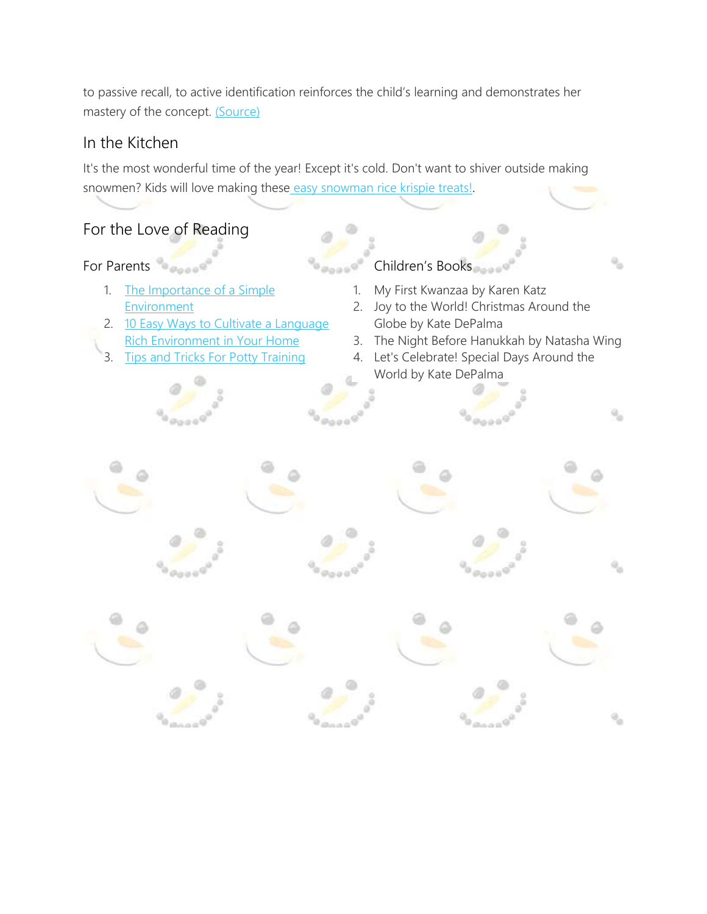to passive recall, to active identification reinforces the child's learning and demonstrates her mastery of the concept. (Source)

## In the Kitchen

It's the most wonderful time of the year! Except it's cold. Don't want to shiver outside making snowmen? Kids will love making these easy snowman rice krispie treats!.

## For the Love of Reading

### For Parents

1. The Importance of a Simple Environment
2. 10 Easy Ways to Cultivate a Language Rich Environment in Your Home
3. Tips and Tricks For Potty Training

### Children's Books

1. My First Kwanzaa by Karen Katz
2. Joy to the World! Christmas Around the Globe by Kate DePalma
3. The Night Before Hanukkah by Natasha Wing
4. Let's Celebrate! Special Days Around the World by Kate DePalma